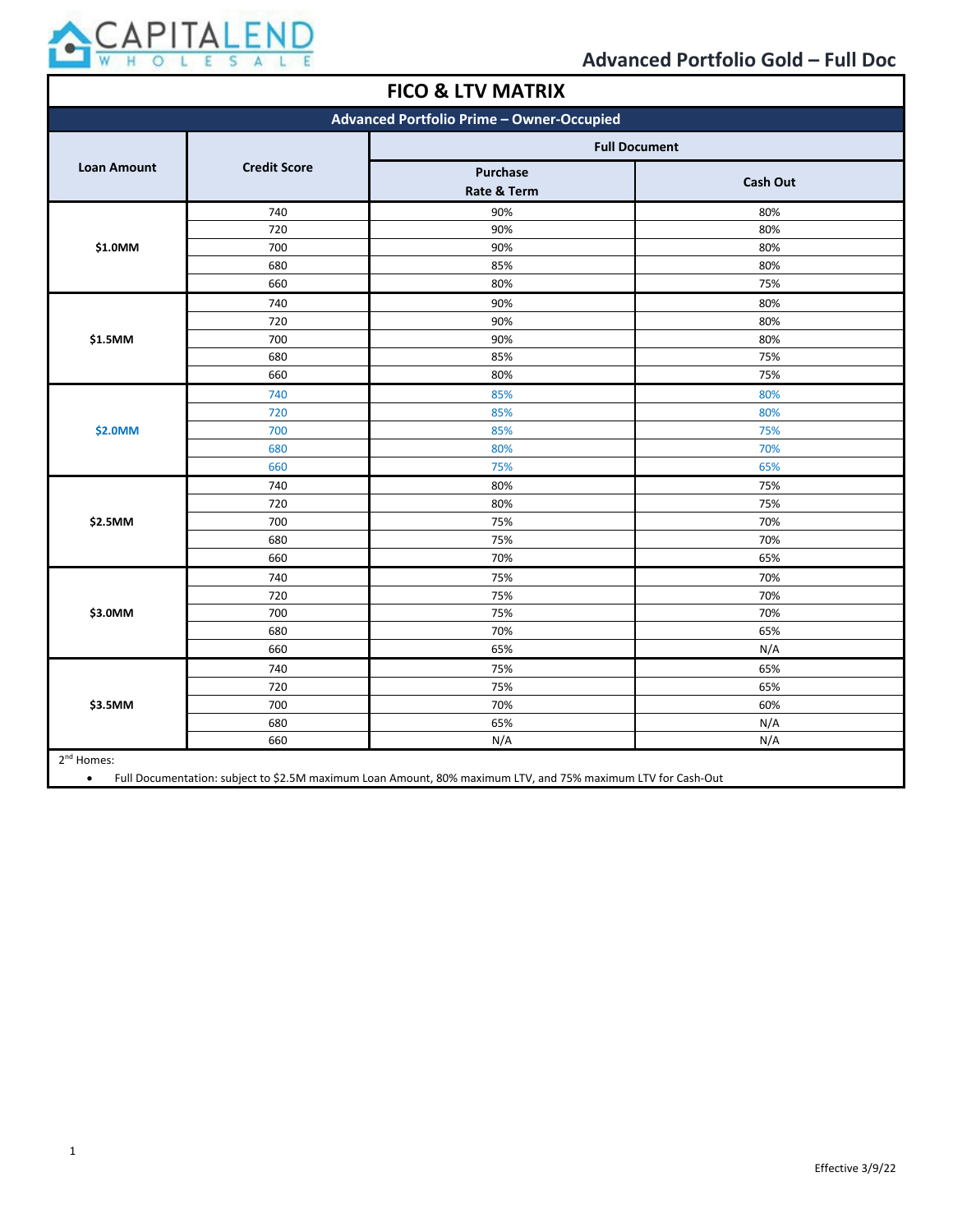# Advanced Portfolio Gold – Full Doc

## FICO & LTV MATRIX

| Advanced Portfolio Prime – Owner-Occupied | | | |
|---|---|---|---|
| **Loan Amount** | **Credit Score** | **Full Document** | |
| | | **Purchase Rate & Term** | **Cash Out** |
| **$1.0MM** | 740 | 90% | 80% |
| | 720 | 90% | 80% |
| | 700 | 90% | 80% |
| | 680 | 85% | 80% |
| | 660 | 80% | 75% |
| **$1.5MM** | 740 | 90% | 80% |
| | 720 | 90% | 80% |
| | 700 | 90% | 80% |
| | 680 | 85% | 75% |
| | 660 | 80% | 75% |
| **$2.0MM** | 740 | 85% | 80% |
| | 720 | 85% | 80% |
| | 700 | 85% | 75% |
| | 680 | 80% | 70% |
| | 660 | 75% | 65% |
| **$2.5MM** | 740 | 80% | 75% |
| | 720 | 80% | 75% |
| | 700 | 75% | 70% |
| | 680 | 75% | 70% |
| | 660 | 70% | 65% |
| **$3.0MM** | 740 | 75% | 70% |
| | 720 | 75% | 70% |
| | 700 | 75% | 70% |
| | 680 | 70% | 65% |
| | 660 | 65% | N/A |
| **$3.5MM** | 740 | 75% | 65% |
| | 720 | 75% | 65% |
| | 700 | 70% | 60% |
| | 680 | 65% | N/A |
| | 660 | N/A | N/A |

2nd Homes:

- Full Documentation: subject to $2.5M maximum Loan Amount, 80% maximum LTV, and 75% maximum LTV for Cash-Out

Effective 3/9/22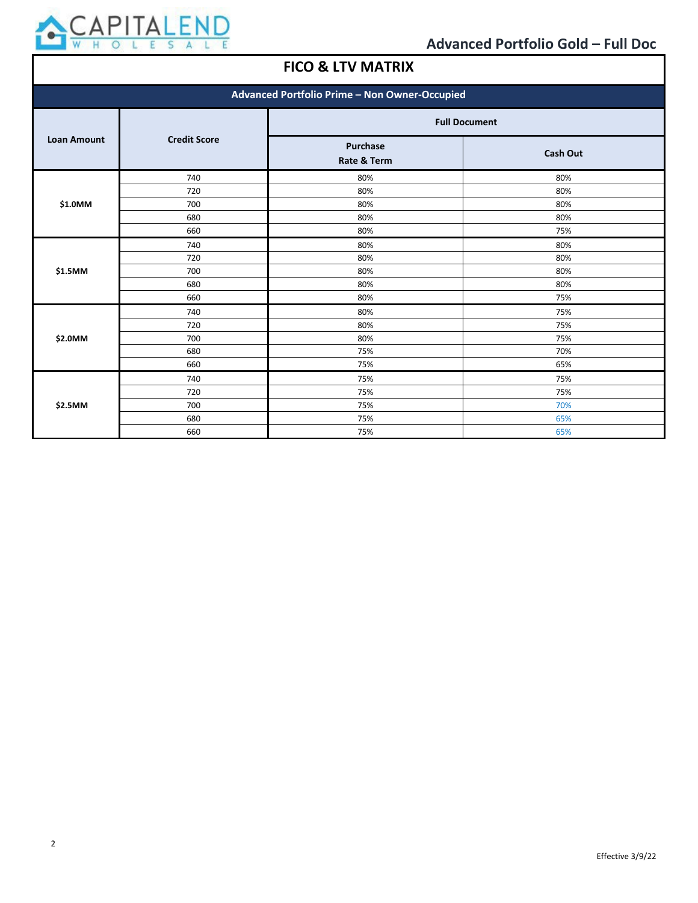## Advanced Portfolio Gold – Full Doc

# FICO & LTV MATRIX

| Advanced Portfolio Prime – Non Owner-Occupied | | | |
|---|---|---|---|
| Loan Amount | Credit Score | Full Document | |
| | | Purchase Rate & Term | Cash Out |
| $1.0MM | 740 | 80% | 80% |
| | 720 | 80% | 80% |
| | 700 | 80% | 80% |
| | 680 | 80% | 80% |
| | 660 | 80% | 75% |
| $1.5MM | 740 | 80% | 80% |
| | 720 | 80% | 80% |
| | 700 | 80% | 80% |
| | 680 | 80% | 80% |
| | 660 | 80% | 75% |
| $2.0MM | 740 | 80% | 75% |
| | 720 | 80% | 75% |
| | 700 | 80% | 75% |
| | 680 | 75% | 70% |
| | 660 | 75% | 65% |
| $2.5MM | 740 | 75% | 75% |
| | 720 | 75% | 75% |
| | 700 | 75% | 70% |
| | 680 | 75% | 65% |
| | 660 | 75% | 65% |

Effective 3/9/22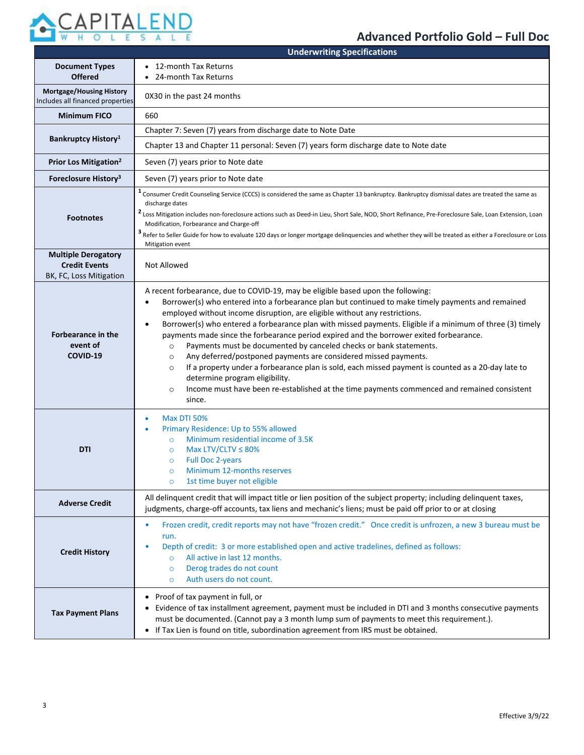# Advanced Portfolio Gold – Full Doc

| Underwriting Specifications | |
|---|---|
| **Document Types Offered** | • 12-month Tax Returns<br>• 24-month Tax Returns |
| **Mortgage/Housing History** Includes all financed properties | 0X30 in the past 24 months |
| **Minimum FICO** | 660 |
| **Bankruptcy History**[1] | Chapter 7: Seven (7) years from discharge date to Note Date<br>Chapter 13 and Chapter 11 personal: Seven (7) years form discharge date to Note date |
| **Prior Los Mitigation**[2] | Seven (7) years prior to Note date |
| **Foreclosure History**[3] | Seven (7) years prior to Note date |
| **Footnotes** | [1] Consumer Credit Counseling Service (CCCS) is considered the same as Chapter 13 bankruptcy. Bankruptcy dismissal dates are treated the same as discharge dates<br>[2] Loss Mitigation includes non-foreclosure actions such as Deed-in Lieu, Short Sale, NOD, Short Refinance, Pre-Foreclosure Sale, Loan Extension, Loan Modification, Forbearance and Charge-off<br>[3] Refer to Seller Guide for how to evaluate 120 days or longer mortgage delinquencies and whether they will be treated as either a Foreclosure or Loss Mitigation event |
| **Multiple Derogatory Credit Events** BK, FC, Loss Mitigation | Not Allowed |
| **Forbearance in the event of COVID-19** | A recent forbearance, due to COVID-19, may be eligible based upon the following:<br>• Borrower(s) who entered into a forbearance plan but continued to make timely payments and remained employed without income disruption, are eligible without any restrictions.<br>• Borrower(s) who entered a forbearance plan with missed payments. Eligible if a minimum of three (3) timely payments made since the forbearance period expired and the borrower exited forbearance.<br>  ○ Payments must be documented by canceled checks or bank statements.<br>  ○ Any deferred/postponed payments are considered missed payments.<br>  ○ If a property under a forbearance plan is sold, each missed payment is counted as a 20-day late to determine program eligibility.<br>  ○ Income must have been re-established at the time payments commenced and remained consistent since. |
| **DTI** | • Max DTI 50%<br>• Primary Residence: Up to 55% allowed<br>  ○ Minimum residential income of 3.5K<br>  ○ Max LTV/CLTV ≤ 80%<br>  ○ Full Doc 2-years<br>  ○ Minimum 12-months reserves<br>  ○ 1st time buyer not eligible |
| **Adverse Credit** | All delinquent credit that will impact title or lien position of the subject property; including delinquent taxes, judgments, charge-off accounts, tax liens and mechanic's liens; must be paid off prior to or at closing |
| **Credit History** | • Frozen credit, credit reports may not have "frozen credit." Once credit is unfrozen, a new 3 bureau must be run.<br>• Depth of credit: 3 or more established open and active tradelines, defined as follows:<br>  ○ All active in last 12 months.<br>  ○ Derog trades do not count<br>  ○ Auth users do not count. |
| **Tax Payment Plans** | • Proof of tax payment in full, or<br>• Evidence of tax installment agreement, payment must be included in DTI and 3 months consecutive payments must be documented. (Cannot pay a 3 month lump sum of payments to meet this requirement.).<br>• If Tax Lien is found on title, subordination agreement from IRS must be obtained. |

Effective 3/9/22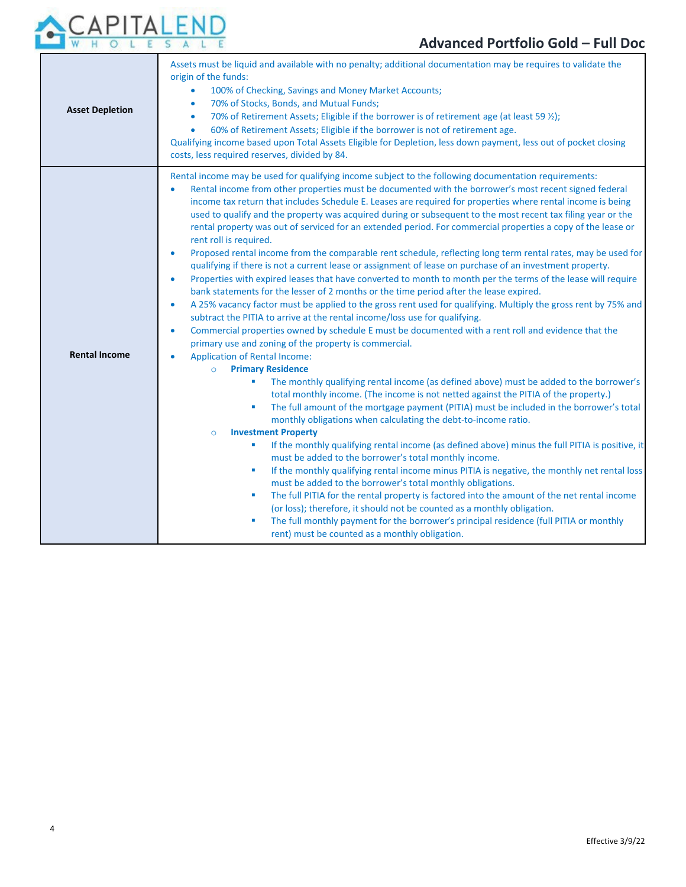| | |
|---|---|
| **Asset Depletion** | Assets must be liquid and available with no penalty; additional documentation may be requires to validate the origin of the funds:<br>• 100% of Checking, Savings and Money Market Accounts;<br>• 70% of Stocks, Bonds, and Mutual Funds;<br>• 70% of Retirement Assets; Eligible if the borrower is of retirement age (at least 59 ½);<br>• 60% of Retirement Assets; Eligible if the borrower is not of retirement age.<br>Qualifying income based upon Total Assets Eligible for Depletion, less down payment, less out of pocket closing costs, less required reserves, divided by 84. |
| **Rental Income** | Rental income may be used for qualifying income subject to the following documentation requirements:<br>• Rental income from other properties must be documented with the borrower's most recent signed federal income tax return that includes Schedule E. Leases are required for properties where rental income is being used to qualify and the property was acquired during or subsequent to the most recent tax filing year or the rental property was out of serviced for an extended period. For commercial properties a copy of the lease or rent roll is required.<br>• Proposed rental income from the comparable rent schedule, reflecting long term rental rates, may be used for qualifying if there is not a current lease or assignment of lease on purchase of an investment property.<br>• Properties with expired leases that have converted to month to month per the terms of the lease will require bank statements for the lesser of 2 months or the time period after the lease expired.<br>• A 25% vacancy factor must be applied to the gross rent used for qualifying. Multiply the gross rent by 75% and subtract the PITIA to arrive at the rental income/loss use for qualifying.<br>• Commercial properties owned by schedule E must be documented with a rent roll and evidence that the primary use and zoning of the property is commercial.<br>• Application of Rental Income:<br>&nbsp;&nbsp;○ **Primary Residence**<br>&nbsp;&nbsp;&nbsp;&nbsp;▪ The monthly qualifying rental income (as defined above) must be added to the borrower's total monthly income. (The income is not netted against the PITIA of the property.)<br>&nbsp;&nbsp;&nbsp;&nbsp;▪ The full amount of the mortgage payment (PITIA) must be included in the borrower's total monthly obligations when calculating the debt-to-income ratio.<br>&nbsp;&nbsp;○ **Investment Property**<br>&nbsp;&nbsp;&nbsp;&nbsp;▪ If the monthly qualifying rental income (as defined above) minus the full PITIA is positive, it must be added to the borrower's total monthly income.<br>&nbsp;&nbsp;&nbsp;&nbsp;▪ If the monthly qualifying rental income minus PITIA is negative, the monthly net rental loss must be added to the borrower's total monthly obligations.<br>&nbsp;&nbsp;&nbsp;&nbsp;▪ The full PITIA for the rental property is factored into the amount of the net rental income (or loss); therefore, it should not be counted as a monthly obligation.<br>&nbsp;&nbsp;&nbsp;&nbsp;▪ The full monthly payment for the borrower's principal residence (full PITIA or monthly rent) must be counted as a monthly obligation. |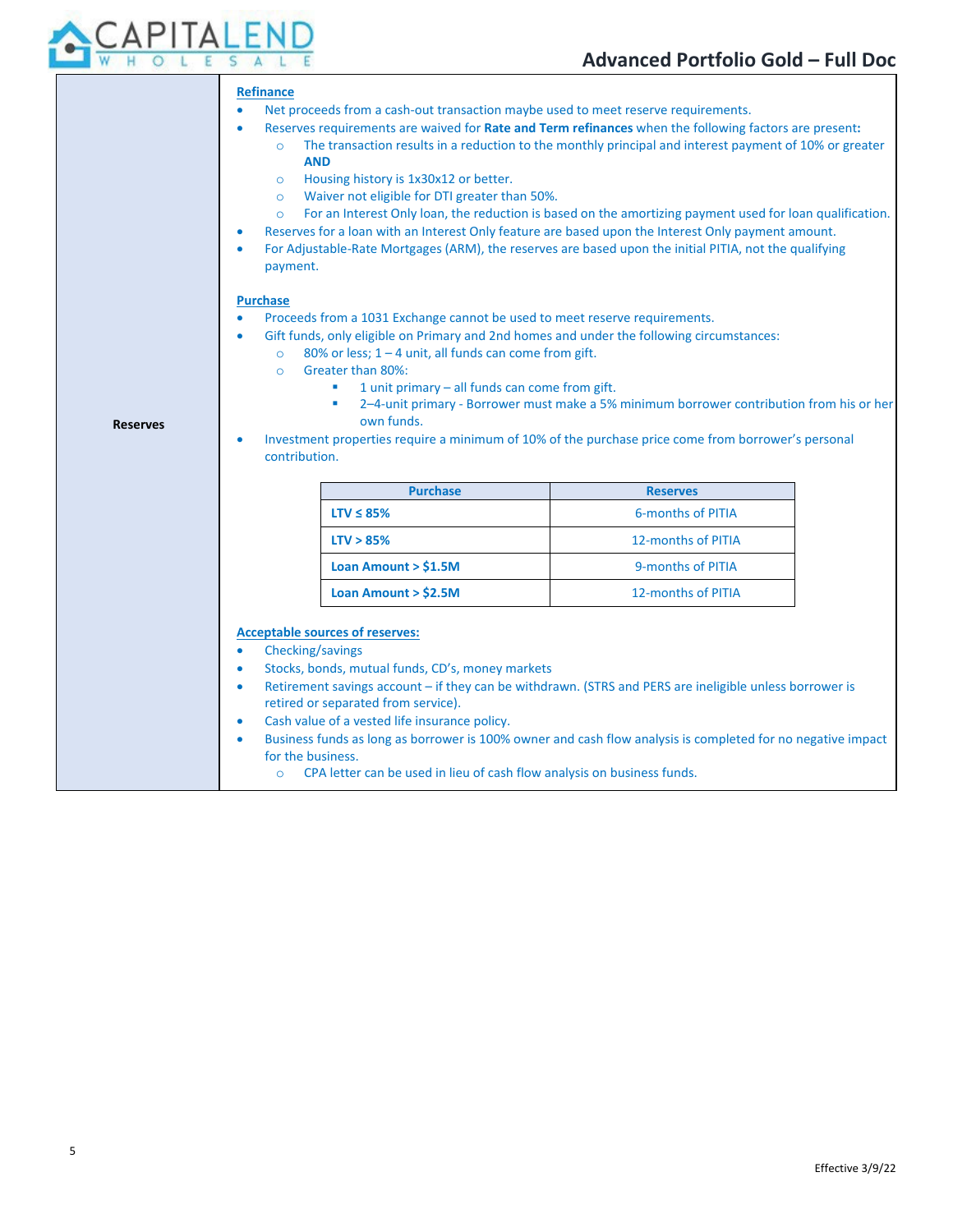## Reserves

**Refinance**

- Net proceeds from a cash-out transaction maybe used to meet reserve requirements.
- Reserves requirements are waived for **Rate and Term refinances** when the following factors are present**:**
  - The transaction results in a reduction to the monthly principal and interest payment of 10% or greater **AND**
  - Housing history is 1x30x12 or better.
  - Waiver not eligible for DTI greater than 50%.
  - For an Interest Only loan, the reduction is based on the amortizing payment used for loan qualification.
- Reserves for a loan with an Interest Only feature are based upon the Interest Only payment amount.
- For Adjustable-Rate Mortgages (ARM), the reserves are based upon the initial PITIA, not the qualifying payment.

**Purchase**

- Proceeds from a 1031 Exchange cannot be used to meet reserve requirements.
- Gift funds, only eligible on Primary and 2nd homes and under the following circumstances:
  - 80% or less; 1 – 4 unit, all funds can come from gift.
  - Greater than 80%:
    - 1 unit primary – all funds can come from gift.
    - 2–4-unit primary - Borrower must make a 5% minimum borrower contribution from his or her own funds.
- Investment properties require a minimum of 10% of the purchase price come from borrower's personal contribution.

| Purchase | Reserves |
|---|---|
| **LTV ≤ 85%** | 6-months of PITIA |
| **LTV > 85%** | 12-months of PITIA |
| **Loan Amount > $1.5M** | 9-months of PITIA |
| **Loan Amount > $2.5M** | 12-months of PITIA |

**Acceptable sources of reserves:**

- Checking/savings
- Stocks, bonds, mutual funds, CD's, money markets
- Retirement savings account – if they can be withdrawn. (STRS and PERS are ineligible unless borrower is retired or separated from service).
- Cash value of a vested life insurance policy.
- Business funds as long as borrower is 100% owner and cash flow analysis is completed for no negative impact for the business.
  - CPA letter can be used in lieu of cash flow analysis on business funds.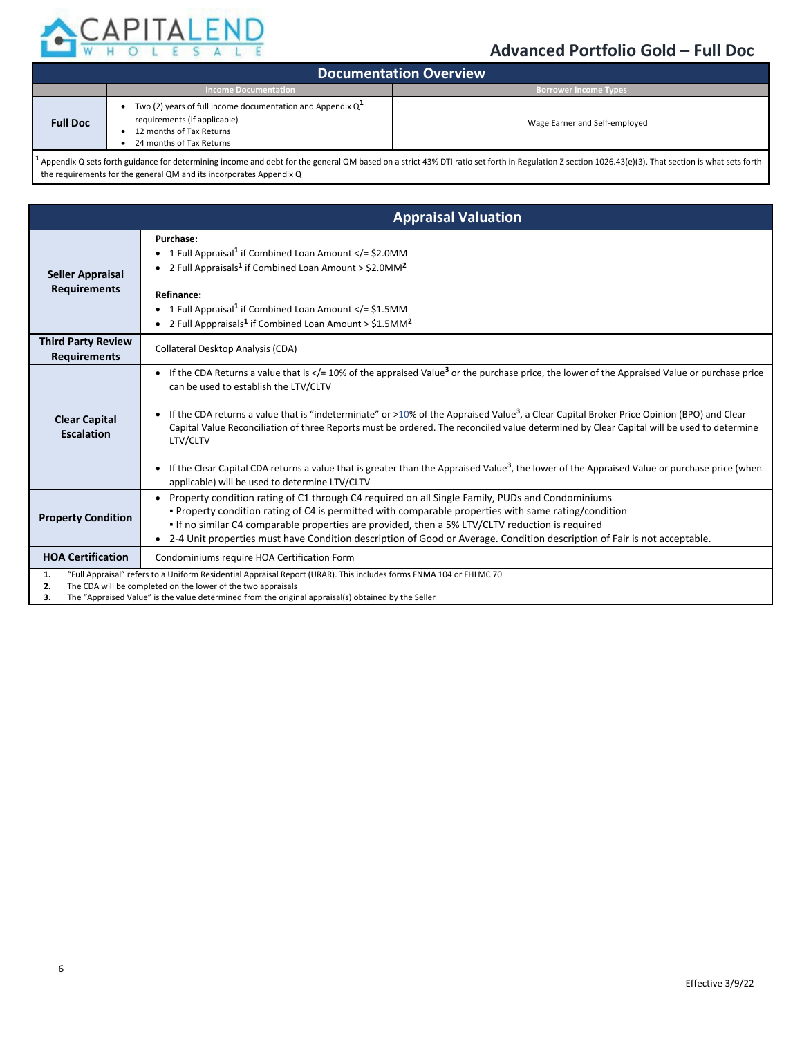# Advanced Portfolio Gold – Full Doc

## Documentation Overview

| | Income Documentation | Borrower Income Types |
|---|---|---|
| **Full Doc** | • Two (2) years of full income documentation and Appendix Q[1] requirements (if applicable)<br>• 12 months of Tax Returns<br>• 24 months of Tax Returns | Wage Earner and Self-employed |

[1] Appendix Q sets forth guidance for determining income and debt for the general QM based on a strict 43% DTI ratio set forth in Regulation Z section 1026.43(e)(3). That section is what sets forth the requirements for the general QM and its incorporates Appendix Q

## Appraisal Valuation

| | |
|---|---|
| **Seller Appraisal Requirements** | **Purchase:**<br>• 1 Full Appraisal[1] if Combined Loan Amount </= $2.0MM<br>• 2 Full Appraisals[1] if Combined Loan Amount > $2.0MM[2]<br><br>**Refinance:**<br>• 1 Full Appraisal[1] if Combined Loan Amount </= $1.5MM<br>• 2 Full Apppraisals[1] if Combined Loan Amount > $1.5MM[2] |
| **Third Party Review Requirements** | Collateral Desktop Analysis (CDA) |
| **Clear Capital Escalation** | • If the CDA Returns a value that is </= 10% of the appraised Value[3] or the purchase price, the lower of the Appraised Value or purchase price can be used to establish the LTV/CLTV<br><br>• If the CDA returns a value that is "indeterminate" or >10% of the Appraised Value[3], a Clear Capital Broker Price Opinion (BPO) and Clear Capital Value Reconciliation of three Reports must be ordered. The reconciled value determined by Clear Capital will be used to determine LTV/CLTV<br><br>• If the Clear Capital CDA returns a value that is greater than the Appraised Value[3], the lower of the Appraised Value or purchase price (when applicable) will be used to determine LTV/CLTV |
| **Property Condition** | • Property condition rating of C1 through C4 required on all Single Family, PUDs and Condominiums<br>▪ Property condition rating of C4 is permitted with comparable properties with same rating/condition<br>▪ If no similar C4 comparable properties are provided, then a 5% LTV/CLTV reduction is required<br>• 2-4 Unit properties must have Condition description of Good or Average. Condition description of Fair is not acceptable. |
| **HOA Certification** | Condominiums require HOA Certification Form |

1. "Full Appraisal" refers to a Uniform Residential Appraisal Report (URAR). This includes forms FNMA 104 or FHLMC 70
2. The CDA will be completed on the lower of the two appraisals
3. The "Appraised Value" is the value determined from the original appraisal(s) obtained by the Seller

Effective 3/9/22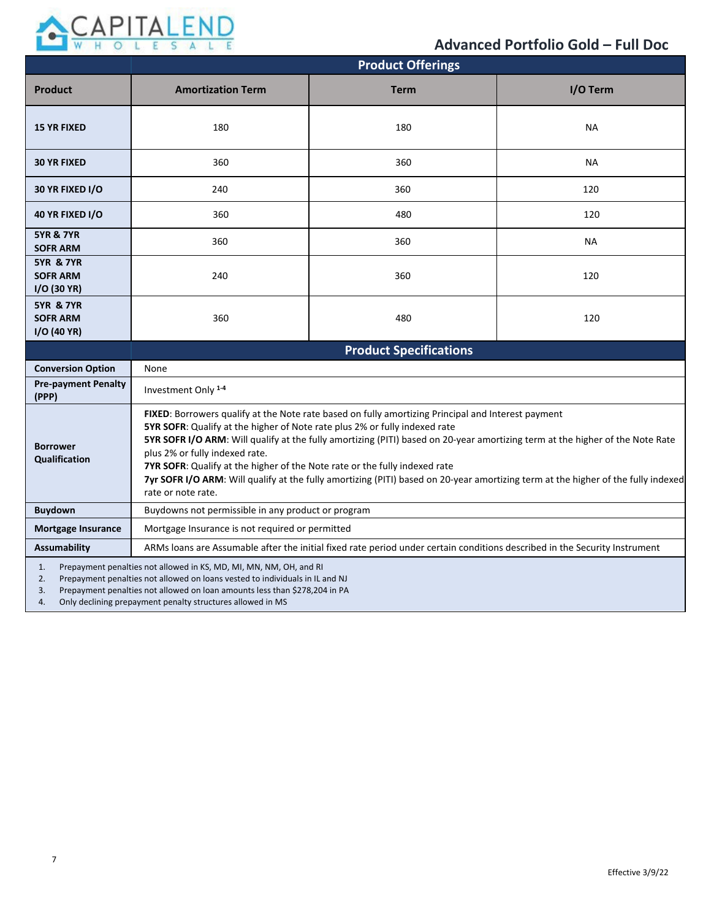# Advanced Portfolio Gold – Full Doc

## Product Offerings

| Product | Amortization Term | Term | I/O Term |
|---|---|---|---|
| 15 YR FIXED | 180 | 180 | NA |
| 30 YR FIXED | 360 | 360 | NA |
| 30 YR FIXED I/O | 240 | 360 | 120 |
| 40 YR FIXED I/O | 360 | 480 | 120 |
| 5YR & 7YR SOFR ARM | 360 | 360 | NA |
| 5YR & 7YR SOFR ARM I/O (30 YR) | 240 | 360 | 120 |
| 5YR & 7YR SOFR ARM I/O (40 YR) | 360 | 480 | 120 |

## Product Specifications

| | |
|---|---|
| **Conversion Option** | None |
| **Pre-payment Penalty (PPP)** | Investment Only [1-4] |
| **Borrower Qualification** | **FIXED**: Borrowers qualify at the Note rate based on fully amortizing Principal and Interest payment<br>**5YR SOFR**: Qualify at the higher of Note rate plus 2% or fully indexed rate<br>**5YR SOFR I/O ARM**: Will qualify at the fully amortizing (PITI) based on 20-year amortizing term at the higher of the Note Rate plus 2% or fully indexed rate.<br>**7YR SOFR**: Qualify at the higher of the Note rate or the fully indexed rate<br>**7yr SOFR I/O ARM**: Will qualify at the fully amortizing (PITI) based on 20-year amortizing term at the higher of the fully indexed rate or note rate. |
| **Buydown** | Buydowns not permissible in any product or program |
| **Mortgage Insurance** | Mortgage Insurance is not required or permitted |
| **Assumability** | ARMs loans are Assumable after the initial fixed rate period under certain conditions described in the Security Instrument |

1. Prepayment penalties not allowed in KS, MD, MI, MN, NM, OH, and RI
2. Prepayment penalties not allowed on loans vested to individuals in IL and NJ
3. Prepayment penalties not allowed on loan amounts less than $278,204 in PA
4. Only declining prepayment penalty structures allowed in MS

Effective 3/9/22